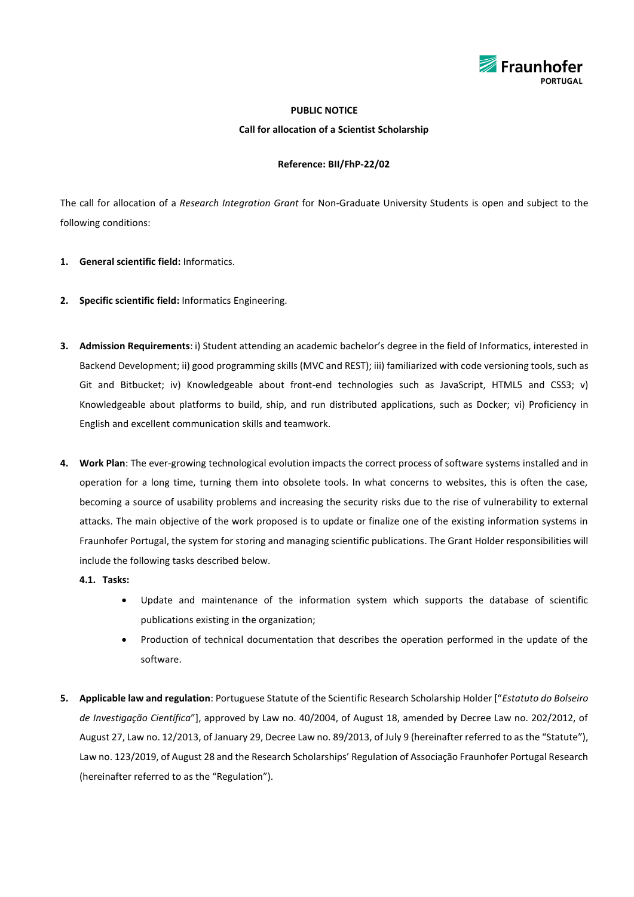**PUBLIC NOTICE**

**Call for allocation of a Scientist Scholarship**

**Reference: BII/FhP-22/02**

The call for allocation of a *Research Integration Grant* for Non-Graduate University Students is open and subject to the following conditions:

1. **General scientific field:** Informatics.

2. **Specific scientific field:** Informatics Engineering.

3. **Admission Requirements**: i) Student attending an academic bachelor's degree in the field of Informatics, interested in Backend Development; ii) good programming skills (MVC and REST); iii) familiarized with code versioning tools, such as Git and Bitbucket; iv) Knowledgeable about front-end technologies such as JavaScript, HTML5 and CSS3; v) Knowledgeable about platforms to build, ship, and run distributed applications, such as Docker; vi) Proficiency in English and excellent communication skills and teamwork.

4. **Work Plan**: The ever-growing technological evolution impacts the correct process of software systems installed and in operation for a long time, turning them into obsolete tools. In what concerns to websites, this is often the case, becoming a source of usability problems and increasing the security risks due to the rise of vulnerability to external attacks. The main objective of the work proposed is to update or finalize one of the existing information systems in Fraunhofer Portugal, the system for storing and managing scientific publications. The Grant Holder responsibilities will include the following tasks described below.

   **4.1. Tasks:**

   - Update and maintenance of the information system which supports the database of scientific publications existing in the organization;
   - Production of technical documentation that describes the operation performed in the update of the software.

5. **Applicable law and regulation**: Portuguese Statute of the Scientific Research Scholarship Holder ["*Estatuto do Bolseiro de Investigação Científica*"], approved by Law no. 40/2004, of August 18, amended by Decree Law no. 202/2012, of August 27, Law no. 12/2013, of January 29, Decree Law no. 89/2013, of July 9 (hereinafter referred to as the "Statute"), Law no. 123/2019, of August 28 and the Research Scholarships' Regulation of Associação Fraunhofer Portugal Research (hereinafter referred to as the "Regulation").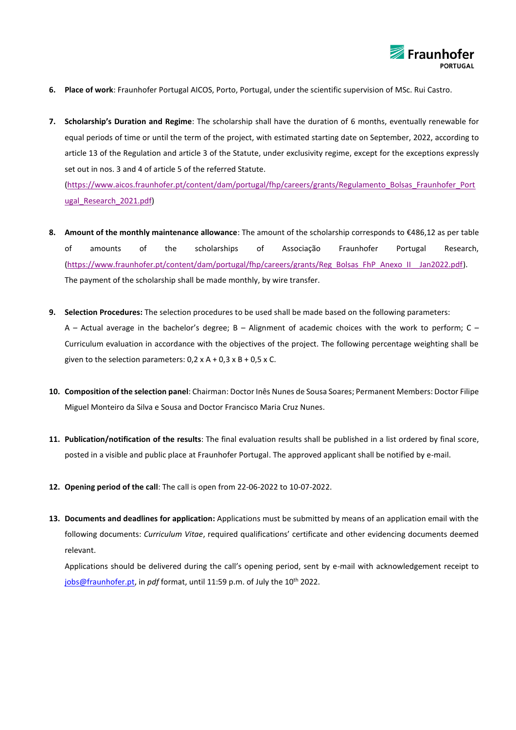6. **Place of work**: Fraunhofer Portugal AICOS, Porto, Portugal, under the scientific supervision of MSc. Rui Castro.

7. **Scholarship's Duration and Regime**: The scholarship shall have the duration of 6 months, eventually renewable for equal periods of time or until the term of the project, with estimated starting date on September, 2022, according to article 13 of the Regulation and article 3 of the Statute, under exclusivity regime, except for the exceptions expressly set out in nos. 3 and 4 of article 5 of the referred Statute.
(https://www.aicos.fraunhofer.pt/content/dam/portugal/fhp/careers/grants/Regulamento_Bolsas_Fraunhofer_Portugal_Research_2021.pdf)

8. **Amount of the monthly maintenance allowance**: The amount of the scholarship corresponds to €486,12 as per table of amounts of the scholarships of Associação Fraunhofer Portugal Research, (https://www.fraunhofer.pt/content/dam/portugal/fhp/careers/grants/Reg_Bolsas_FhP_Anexo_II__Jan2022.pdf). The payment of the scholarship shall be made monthly, by wire transfer.

9. **Selection Procedures:** The selection procedures to be used shall be made based on the following parameters: A – Actual average in the bachelor's degree; B – Alignment of academic choices with the work to perform; C – Curriculum evaluation in accordance with the objectives of the project. The following percentage weighting shall be given to the selection parameters: 0,2 x A + 0,3 x B + 0,5 x C.

10. **Composition of the selection panel**: Chairman: Doctor Inês Nunes de Sousa Soares; Permanent Members: Doctor Filipe Miguel Monteiro da Silva e Sousa and Doctor Francisco Maria Cruz Nunes.

11. **Publication/notification of the results**: The final evaluation results shall be published in a list ordered by final score, posted in a visible and public place at Fraunhofer Portugal. The approved applicant shall be notified by e-mail.

12. **Opening period of the call**: The call is open from 22-06-2022 to 10-07-2022.

13. **Documents and deadlines for application:** Applications must be submitted by means of an application email with the following documents: *Curriculum Vitae*, required qualifications' certificate and other evidencing documents deemed relevant.
Applications should be delivered during the call's opening period, sent by e-mail with acknowledgement receipt to jobs@fraunhofer.pt, in *pdf* format, until 11:59 p.m. of July the 10th 2022.